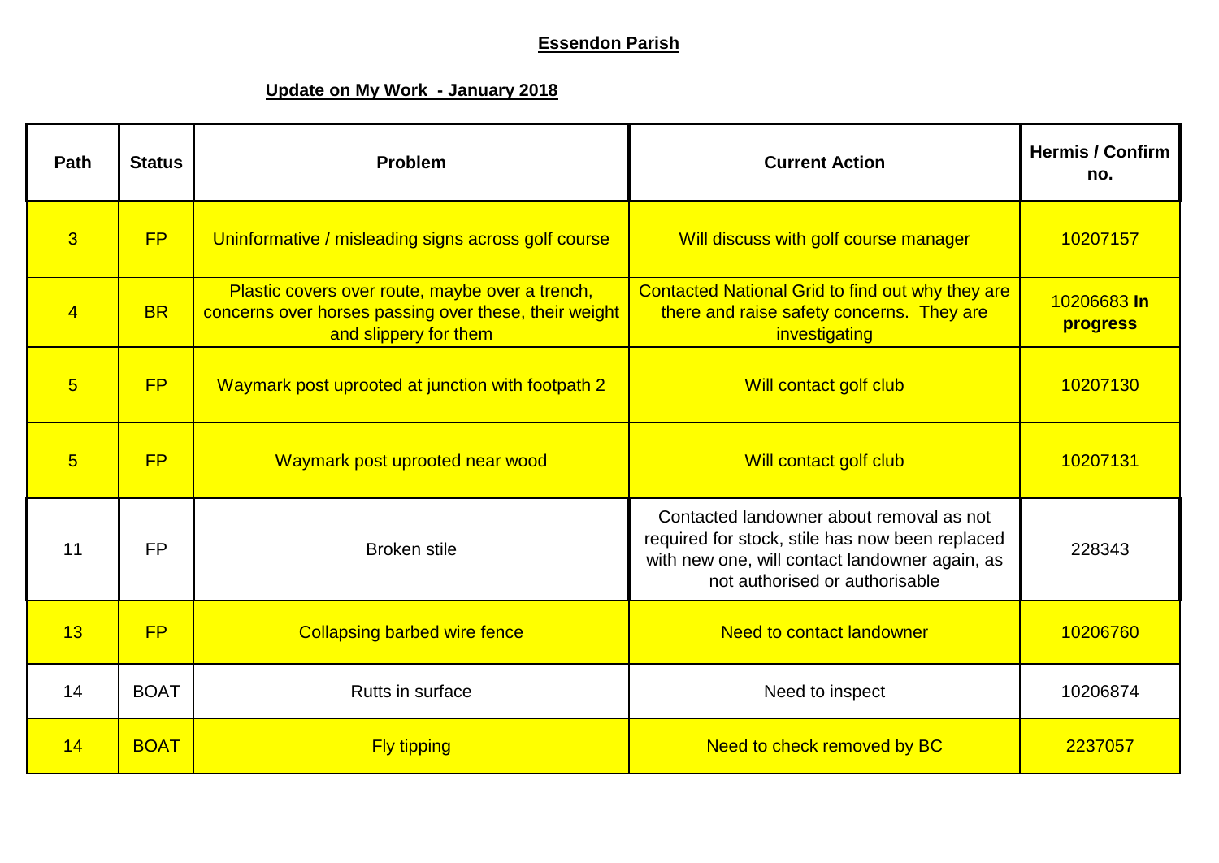# Essendon Parish

## Update on My Work - January 2018

| Path | Status | Problem | Current Action | Hermis / Confirm no. |
|---|---|---|---|---|
| 3 | FP | Uninformative / misleading signs across golf course | Will discuss with golf course manager | 10207157 |
| 4 | BR | Plastic covers over route, maybe over a trench, concerns over horses passing over these, their weight and slippery for them | Contacted National Grid to find out why they are there and raise safety concerns. They are investigating | 10206683 **In progress** |
| 5 | FP | Waymark post uprooted at junction with footpath 2 | Will contact golf club | 10207130 |
| 5 | FP | Waymark post uprooted near wood | Will contact golf club | 10207131 |
| 11 | FP | Broken stile | Contacted landowner about removal as not required for stock, stile has now been replaced with new one, will contact landowner again, as not authorised or authorisable | 228343 |
| 13 | FP | Collapsing barbed wire fence | Need to contact landowner | 10206760 |
| 14 | BOAT | Rutts in surface | Need to inspect | 10206874 |
| 14 | BOAT | Fly tipping | Need to check removed by BC | 2237057 |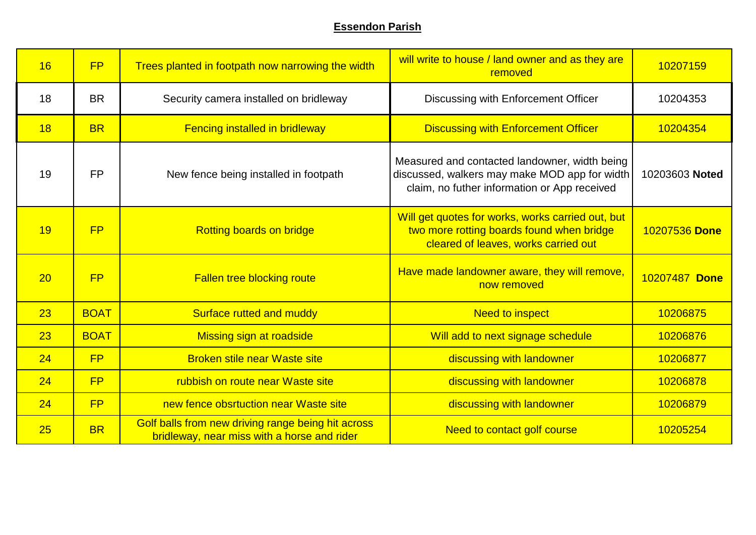**Essendon Parish**

| | | | | |
|---|---|---|---|---|
| 16 | FP | Trees planted in footpath now narrowing the width | will write to house / land owner and as they are removed | 10207159 |
| 18 | BR | Security camera installed on bridleway | Discussing with Enforcement Officer | 10204353 |
| 18 | BR | Fencing installed in bridleway | Discussing with Enforcement Officer | 10204354 |
| 19 | FP | New fence being installed in footpath | Measured and contacted landowner, width being discussed, walkers may make MOD app for width claim, no futher information or App received | 10203603 **Noted** |
| 19 | FP | Rotting boards on bridge | Will get quotes for works, works carried out, but two more rotting boards found when bridge cleared of leaves, works carried out | 10207536 **Done** |
| 20 | FP | Fallen tree blocking route | Have made landowner aware, they will remove, now removed | 10207487 **Done** |
| 23 | BOAT | Surface rutted and muddy | Need to inspect | 10206875 |
| 23 | BOAT | Missing sign at roadside | Will add to next signage schedule | 10206876 |
| 24 | FP | Broken stile near Waste site | discussing with landowner | 10206877 |
| 24 | FP | rubbish on route near Waste site | discussing with landowner | 10206878 |
| 24 | FP | new fence obsrtuction near Waste site | discussing with landowner | 10206879 |
| 25 | BR | Golf balls from new driving range being hit across bridleway, near miss with a horse and rider | Need to contact golf course | 10205254 |